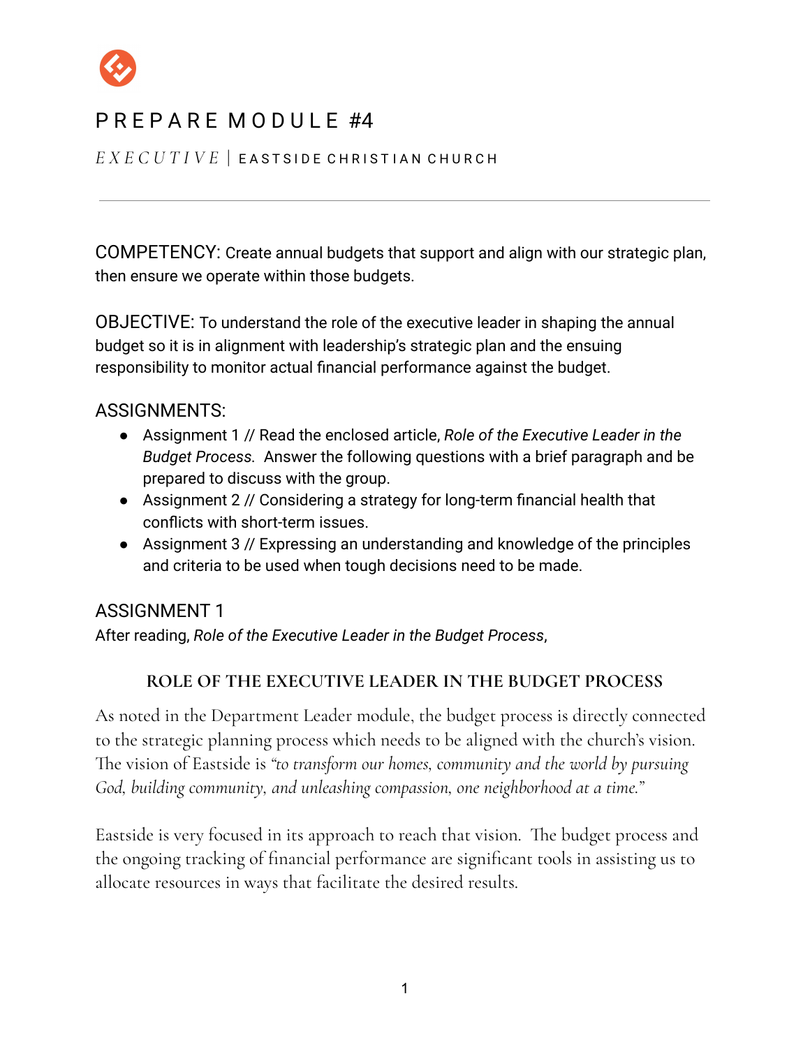# PREPARE MODULE #4

*EXECUTIVE* | EASTSIDE CHRISTIAN CHURCH

---

COMPETENCY: Create annual budgets that support and align with our strategic plan, then ensure we operate within those budgets.

OBJECTIVE: To understand the role of the executive leader in shaping the annual budget so it is in alignment with leadership's strategic plan and the ensuing responsibility to monitor actual financial performance against the budget.

## ASSIGNMENTS:

- Assignment 1 // Read the enclosed article, *Role of the Executive Leader in the Budget Process.* Answer the following questions with a brief paragraph and be prepared to discuss with the group.
- Assignment 2 // Considering a strategy for long-term financial health that conflicts with short-term issues.
- Assignment 3 // Expressing an understanding and knowledge of the principles and criteria to be used when tough decisions need to be made.

## ASSIGNMENT 1

After reading, *Role of the Executive Leader in the Budget Process*,

### ROLE OF THE EXECUTIVE LEADER IN THE BUDGET PROCESS

As noted in the Department Leader module, the budget process is directly connected to the strategic planning process which needs to be aligned with the church's vision. The vision of Eastside is *"to transform our homes, community and the world by pursuing God, building community, and unleashing compassion, one neighborhood at a time."*

Eastside is very focused in its approach to reach that vision. The budget process and the ongoing tracking of financial performance are significant tools in assisting us to allocate resources in ways that facilitate the desired results.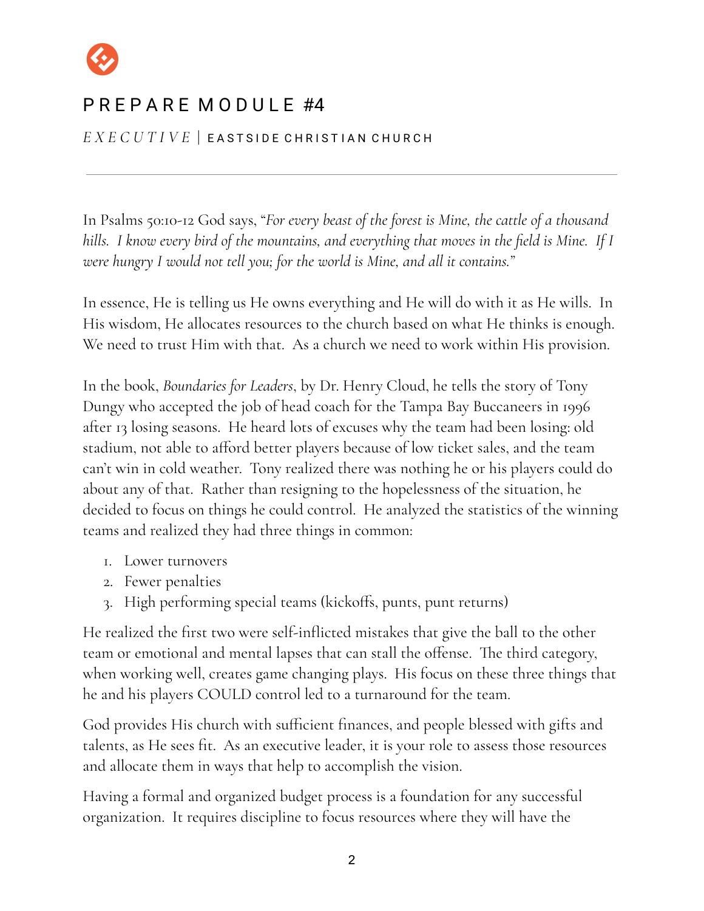# PREPARE MODULE #4

*EXECUTIVE* | EASTSIDE CHRISTIAN CHURCH

---

In Psalms 50:10-12 God says, "*For every beast of the forest is Mine, the cattle of a thousand hills. I know every bird of the mountains, and everything that moves in the field is Mine. If I were hungry I would not tell you; for the world is Mine, and all it contains.*"

In essence, He is telling us He owns everything and He will do with it as He wills. In His wisdom, He allocates resources to the church based on what He thinks is enough. We need to trust Him with that. As a church we need to work within His provision.

In the book, *Boundaries for Leaders*, by Dr. Henry Cloud, he tells the story of Tony Dungy who accepted the job of head coach for the Tampa Bay Buccaneers in 1996 after 13 losing seasons. He heard lots of excuses why the team had been losing: old stadium, not able to afford better players because of low ticket sales, and the team can't win in cold weather. Tony realized there was nothing he or his players could do about any of that. Rather than resigning to the hopelessness of the situation, he decided to focus on things he could control. He analyzed the statistics of the winning teams and realized they had three things in common:

1. Lower turnovers
2. Fewer penalties
3. High performing special teams (kickoffs, punts, punt returns)

He realized the first two were self-inflicted mistakes that give the ball to the other team or emotional and mental lapses that can stall the offense. The third category, when working well, creates game changing plays. His focus on these three things that he and his players COULD control led to a turnaround for the team.

God provides His church with sufficient finances, and people blessed with gifts and talents, as He sees fit. As an executive leader, it is your role to assess those resources and allocate them in ways that help to accomplish the vision.

Having a formal and organized budget process is a foundation for any successful organization. It requires discipline to focus resources where they will have the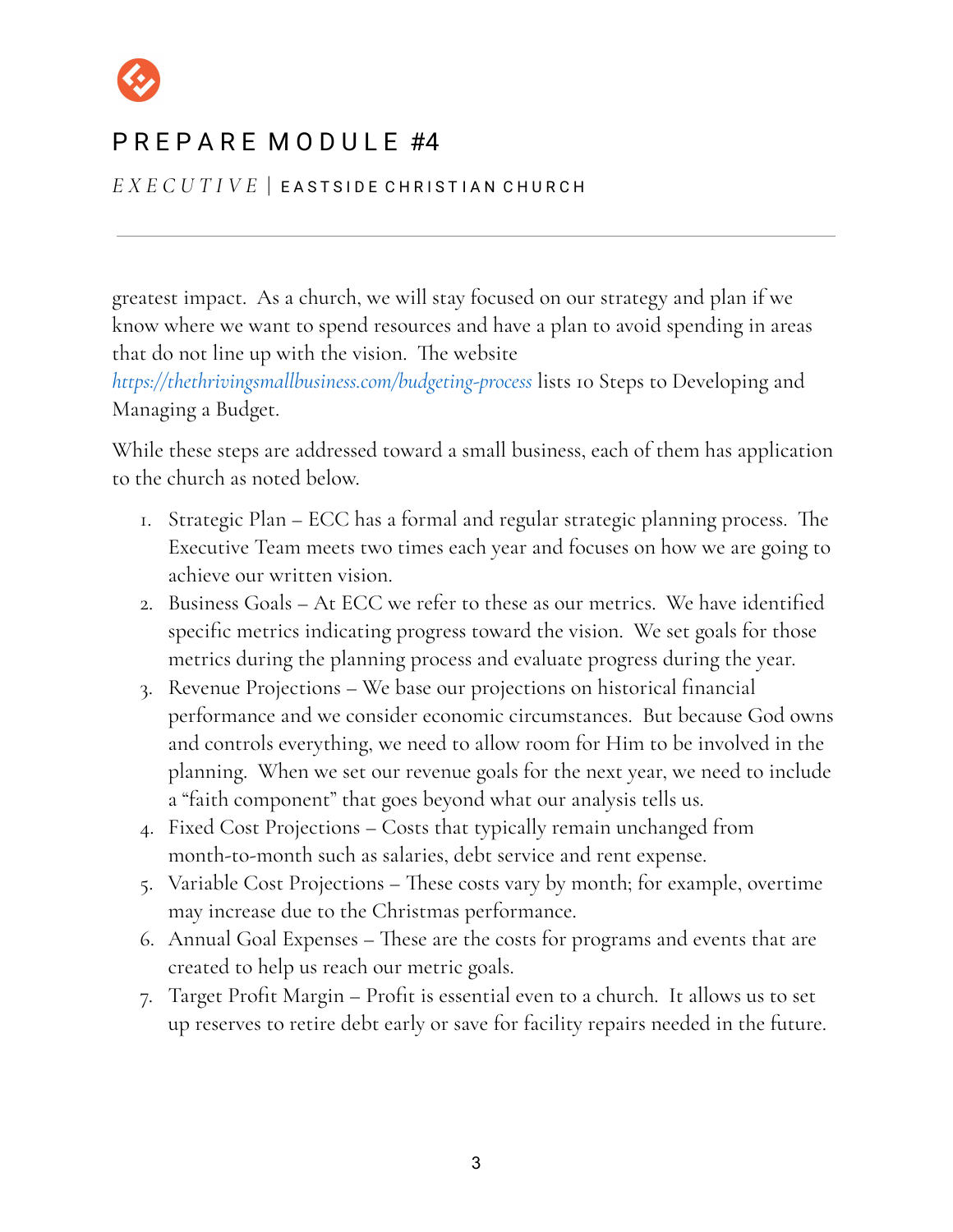greatest impact. As a church, we will stay focused on our strategy and plan if we know where we want to spend resources and have a plan to avoid spending in areas that do not line up with the vision. The website *https://thethrivingsmallbusiness.com/budgeting-process* lists 10 Steps to Developing and Managing a Budget.

While these steps are addressed toward a small business, each of them has application to the church as noted below.

1. Strategic Plan – ECC has a formal and regular strategic planning process. The Executive Team meets two times each year and focuses on how we are going to achieve our written vision.
2. Business Goals – At ECC we refer to these as our metrics. We have identified specific metrics indicating progress toward the vision. We set goals for those metrics during the planning process and evaluate progress during the year.
3. Revenue Projections – We base our projections on historical financial performance and we consider economic circumstances. But because God owns and controls everything, we need to allow room for Him to be involved in the planning. When we set our revenue goals for the next year, we need to include a "faith component" that goes beyond what our analysis tells us.
4. Fixed Cost Projections – Costs that typically remain unchanged from month-to-month such as salaries, debt service and rent expense.
5. Variable Cost Projections – These costs vary by month; for example, overtime may increase due to the Christmas performance.
6. Annual Goal Expenses – These are the costs for programs and events that are created to help us reach our metric goals.
7. Target Profit Margin – Profit is essential even to a church. It allows us to set up reserves to retire debt early or save for facility repairs needed in the future.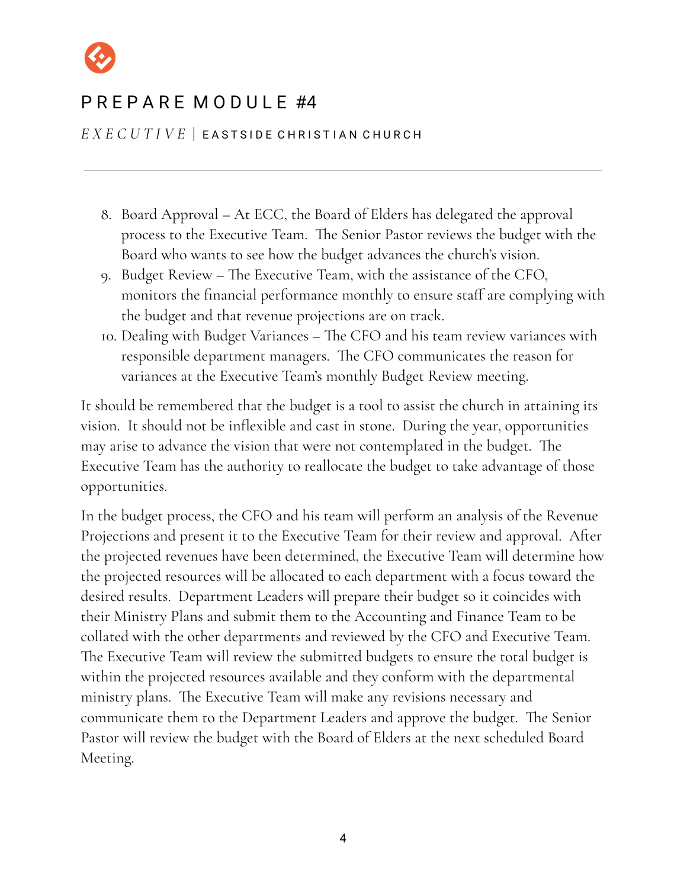8. Board Approval – At ECC, the Board of Elders has delegated the approval process to the Executive Team. The Senior Pastor reviews the budget with the Board who wants to see how the budget advances the church's vision.
9. Budget Review – The Executive Team, with the assistance of the CFO, monitors the financial performance monthly to ensure staff are complying with the budget and that revenue projections are on track.
10. Dealing with Budget Variances – The CFO and his team review variances with responsible department managers. The CFO communicates the reason for variances at the Executive Team's monthly Budget Review meeting.

It should be remembered that the budget is a tool to assist the church in attaining its vision. It should not be inflexible and cast in stone. During the year, opportunities may arise to advance the vision that were not contemplated in the budget. The Executive Team has the authority to reallocate the budget to take advantage of those opportunities.

In the budget process, the CFO and his team will perform an analysis of the Revenue Projections and present it to the Executive Team for their review and approval. After the projected revenues have been determined, the Executive Team will determine how the projected resources will be allocated to each department with a focus toward the desired results. Department Leaders will prepare their budget so it coincides with their Ministry Plans and submit them to the Accounting and Finance Team to be collated with the other departments and reviewed by the CFO and Executive Team. The Executive Team will review the submitted budgets to ensure the total budget is within the projected resources available and they conform with the departmental ministry plans. The Executive Team will make any revisions necessary and communicate them to the Department Leaders and approve the budget. The Senior Pastor will review the budget with the Board of Elders at the next scheduled Board Meeting.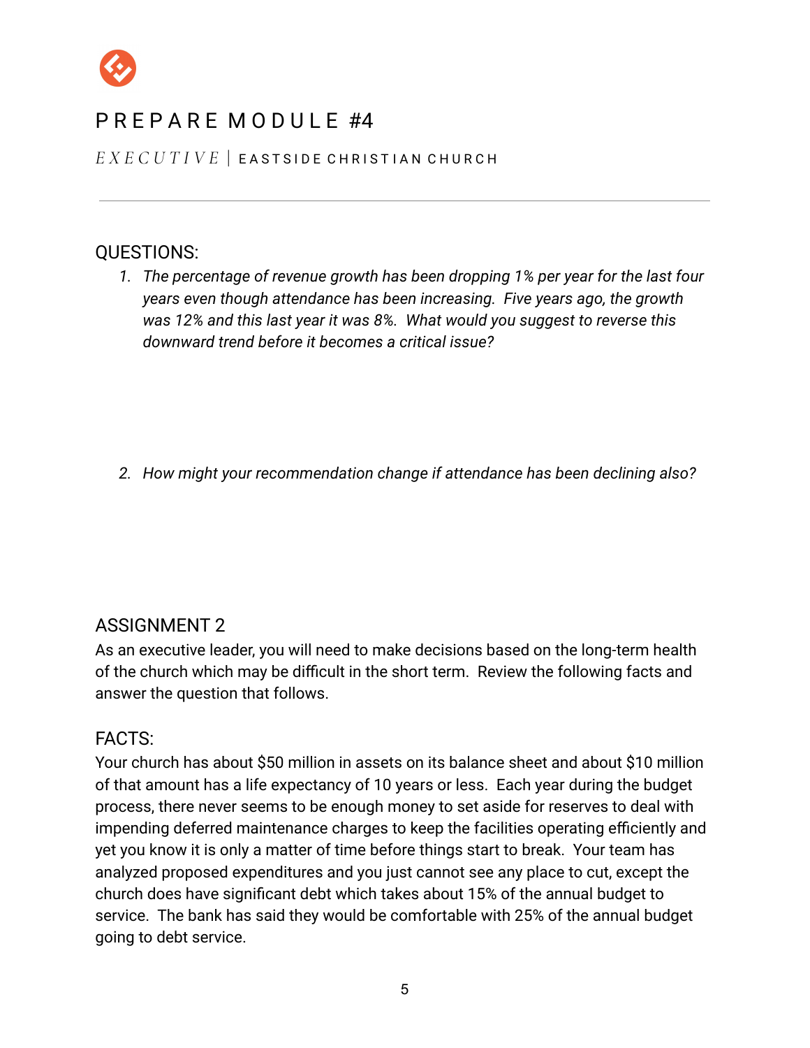# PREPARE MODULE #4

*EXECUTIVE* | EASTSIDE CHRISTIAN CHURCH

---

## QUESTIONS:

1. *The percentage of revenue growth has been dropping 1% per year for the last four years even though attendance has been increasing. Five years ago, the growth was 12% and this last year it was 8%. What would you suggest to reverse this downward trend before it becomes a critical issue?*

2. *How might your recommendation change if attendance has been declining also?*

## ASSIGNMENT 2

As an executive leader, you will need to make decisions based on the long-term health of the church which may be difficult in the short term. Review the following facts and answer the question that follows.

## FACTS:

Your church has about $50 million in assets on its balance sheet and about $10 million of that amount has a life expectancy of 10 years or less. Each year during the budget process, there never seems to be enough money to set aside for reserves to deal with impending deferred maintenance charges to keep the facilities operating efficiently and yet you know it is only a matter of time before things start to break. Your team has analyzed proposed expenditures and you just cannot see any place to cut, except the church does have significant debt which takes about 15% of the annual budget to service. The bank has said they would be comfortable with 25% of the annual budget going to debt service.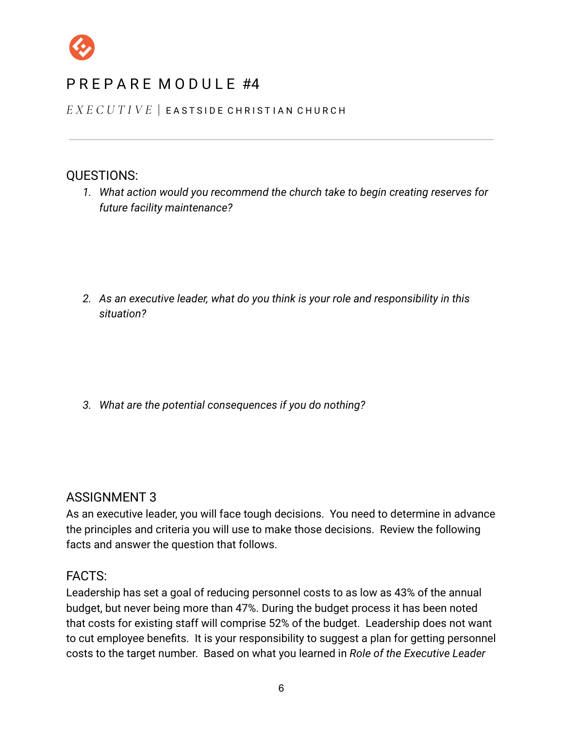# PREPARE MODULE #4

*EXECUTIVE* | EASTSIDE CHRISTIAN CHURCH

---

## QUESTIONS:

1. *What action would you recommend the church take to begin creating reserves for future facility maintenance?*

2. *As an executive leader, what do you think is your role and responsibility in this situation?*

3. *What are the potential consequences if you do nothing?*

## ASSIGNMENT 3

As an executive leader, you will face tough decisions. You need to determine in advance the principles and criteria you will use to make those decisions. Review the following facts and answer the question that follows.

## FACTS:

Leadership has set a goal of reducing personnel costs to as low as 43% of the annual budget, but never being more than 47%. During the budget process it has been noted that costs for existing staff will comprise 52% of the budget. Leadership does not want to cut employee benefits. It is your responsibility to suggest a plan for getting personnel costs to the target number. Based on what you learned in *Role of the Executive Leader*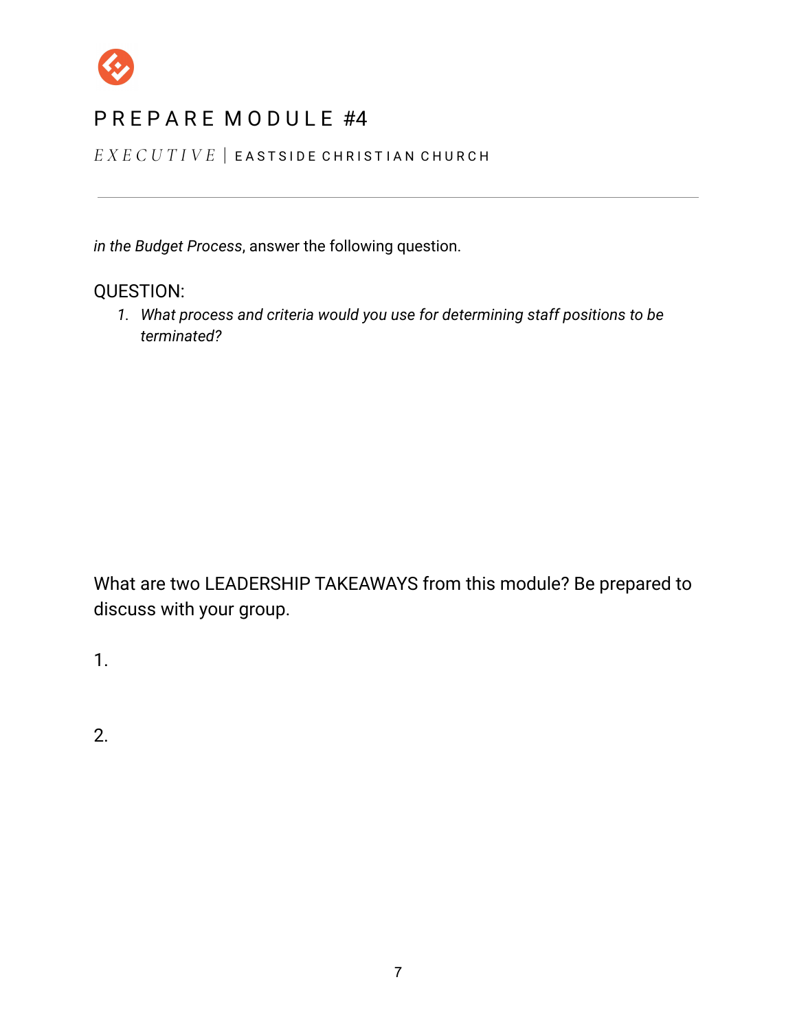# PREPARE MODULE #4

*EXECUTIVE* | EASTSIDE CHRISTIAN CHURCH

---

*in the Budget Process*, answer the following question.

QUESTION:

1. *What process and criteria would you use for determining staff positions to be terminated?*

What are two LEADERSHIP TAKEAWAYS from this module? Be prepared to discuss with your group.

1.

2.